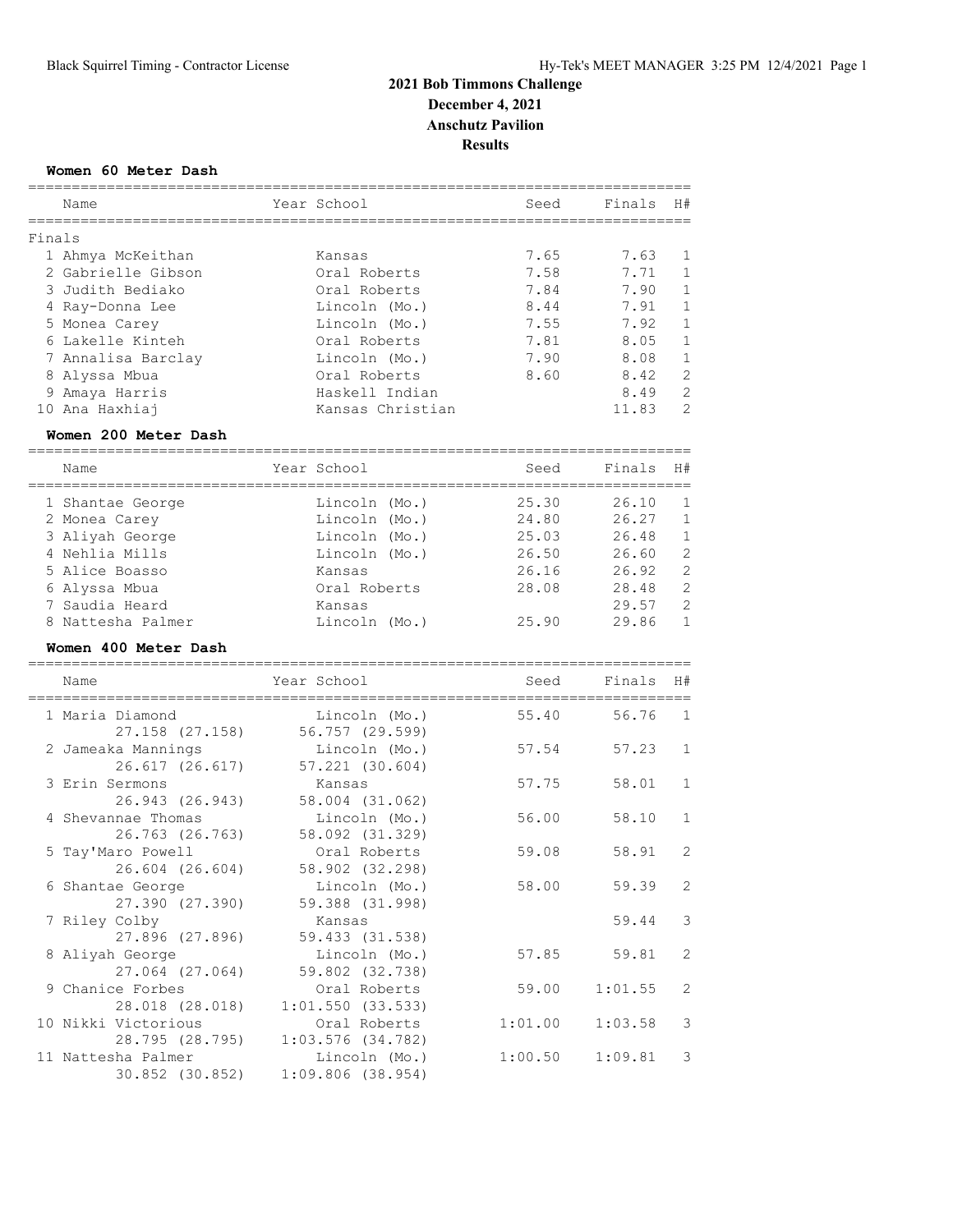# 2021 Bob Timmons Challenge
**December 4, 2021**
**Anschutz Pavilion**
**Results**

### Women 60 Meter Dash

**Finals**

| | Name | Year | School | Seed | Finals | H# |
|---|---|---|---|---|---|---|
| 1 | Ahmya McKeithan | | Kansas | 7.65 | 7.63 | 1 |
| 2 | Gabrielle Gibson | | Oral Roberts | 7.58 | 7.71 | 1 |
| 3 | Judith Bediako | | Oral Roberts | 7.84 | 7.90 | 1 |
| 4 | Ray-Donna Lee | | Lincoln (Mo.) | 8.44 | 7.91 | 1 |
| 5 | Monea Carey | | Lincoln (Mo.) | 7.55 | 7.92 | 1 |
| 6 | Lakelle Kinteh | | Oral Roberts | 7.81 | 8.05 | 1 |
| 7 | Annalisa Barclay | | Lincoln (Mo.) | 7.90 | 8.08 | 1 |
| 8 | Alyssa Mbua | | Oral Roberts | 8.60 | 8.42 | 2 |
| 9 | Amaya Harris | | Haskell Indian | | 8.49 | 2 |
| 10 | Ana Haxhiaj | | Kansas Christian | | 11.83 | 2 |

### Women 200 Meter Dash

| | Name | Year | School | Seed | Finals | H# |
|---|---|---|---|---|---|---|
| 1 | Shantae George | | Lincoln (Mo.) | 25.30 | 26.10 | 1 |
| 2 | Monea Carey | | Lincoln (Mo.) | 24.80 | 26.27 | 1 |
| 3 | Aliyah George | | Lincoln (Mo.) | 25.03 | 26.48 | 1 |
| 4 | Nehlia Mills | | Lincoln (Mo.) | 26.50 | 26.60 | 2 |
| 5 | Alice Boasso | | Kansas | 26.16 | 26.92 | 2 |
| 6 | Alyssa Mbua | | Oral Roberts | 28.08 | 28.48 | 2 |
| 7 | Saudia Heard | | Kansas | | 29.57 | 2 |
| 8 | Nattesha Palmer | | Lincoln (Mo.) | 25.90 | 29.86 | 1 |

### Women 400 Meter Dash

| | Name | Year | School | Seed | Finals | H# |
|---|---|---|---|---|---|---|
| 1 | Maria Diamond | | Lincoln (Mo.) | 55.40 | 56.76 | 1 |
| | 27.158 (27.158) | | 56.757 (29.599) | | | |
| 2 | Jameaka Mannings | | Lincoln (Mo.) | 57.54 | 57.23 | 1 |
| | 26.617 (26.617) | | 57.221 (30.604) | | | |
| 3 | Erin Sermons | | Kansas | 57.75 | 58.01 | 1 |
| | 26.943 (26.943) | | 58.004 (31.062) | | | |
| 4 | Shevannae Thomas | | Lincoln (Mo.) | 56.00 | 58.10 | 1 |
| | 26.763 (26.763) | | 58.092 (31.329) | | | |
| 5 | Tay'Maro Powell | | Oral Roberts | 59.08 | 58.91 | 2 |
| | 26.604 (26.604) | | 58.902 (32.298) | | | |
| 6 | Shantae George | | Lincoln (Mo.) | 58.00 | 59.39 | 2 |
| | 27.390 (27.390) | | 59.388 (31.998) | | | |
| 7 | Riley Colby | | Kansas | | 59.44 | 3 |
| | 27.896 (27.896) | | 59.433 (31.538) | | | |
| 8 | Aliyah George | | Lincoln (Mo.) | 57.85 | 59.81 | 2 |
| | 27.064 (27.064) | | 59.802 (32.738) | | | |
| 9 | Chanice Forbes | | Oral Roberts | 59.00 | 1:01.55 | 2 |
| | 28.018 (28.018) | | 1:01.550 (33.533) | | | |
| 10 | Nikki Victorious | | Oral Roberts | 1:01.00 | 1:03.58 | 3 |
| | 28.795 (28.795) | | 1:03.576 (34.782) | | | |
| 11 | Nattesha Palmer | | Lincoln (Mo.) | 1:00.50 | 1:09.81 | 3 |
| | 30.852 (30.852) | | 1:09.806 (38.954) | | | |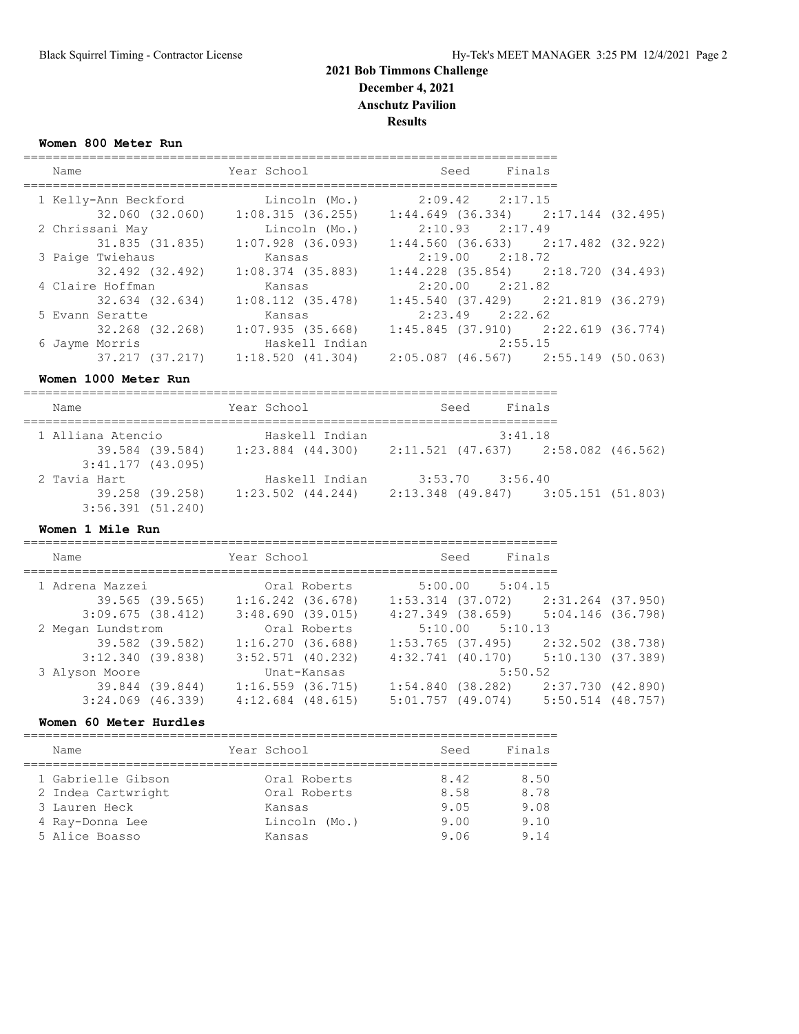# 2021 Bob Timmons Challenge

**December 4, 2021**

**Anschutz Pavilion**

**Results**

### Women 800 Meter Run

| Place | Name | Year | School | Seed | Finals |
|---|---|---|---|---|---|
| 1 | Kelly-Ann Beckford | | Lincoln (Mo.) | 2:09.42 | 2:17.15 |
| | 32.060 (32.060) | 1:08.315 (36.255) | 1:44.649 (36.334) | 2:17.144 (32.495) | |
| 2 | Chrissani May | | Lincoln (Mo.) | 2:10.93 | 2:17.49 |
| | 31.835 (31.835) | 1:07.928 (36.093) | 1:44.560 (36.633) | 2:17.482 (32.922) | |
| 3 | Paige Twiehaus | | Kansas | 2:19.00 | 2:18.72 |
| | 32.492 (32.492) | 1:08.374 (35.883) | 1:44.228 (35.854) | 2:18.720 (34.493) | |
| 4 | Claire Hoffman | | Kansas | 2:20.00 | 2:21.82 |
| | 32.634 (32.634) | 1:08.112 (35.478) | 1:45.540 (37.429) | 2:21.819 (36.279) | |
| 5 | Evann Seratte | | Kansas | 2:23.49 | 2:22.62 |
| | 32.268 (32.268) | 1:07.935 (35.668) | 1:45.845 (37.910) | 2:22.619 (36.774) | |
| 6 | Jayme Morris | | Haskell Indian | | 2:55.15 |
| | 37.217 (37.217) | 1:18.520 (41.304) | 2:05.087 (46.567) | 2:55.149 (50.063) | |

### Women 1000 Meter Run

| Place | Name | Year | School | Seed | Finals |
|---|---|---|---|---|---|
| 1 | Alliana Atencio | | Haskell Indian | | 3:41.18 |
| | 39.584 (39.584) | 1:23.884 (44.300) | 2:11.521 (47.637) | 2:58.082 (46.562) | |
| | 3:41.177 (43.095) | | | | |
| 2 | Tavia Hart | | Haskell Indian | 3:53.70 | 3:56.40 |
| | 39.258 (39.258) | 1:23.502 (44.244) | 2:13.348 (49.847) | 3:05.151 (51.803) | |
| | 3:56.391 (51.240) | | | | |

### Women 1 Mile Run

| Place | Name | Year | School | Seed | Finals |
|---|---|---|---|---|---|
| 1 | Adrena Mazzei | | Oral Roberts | 5:00.00 | 5:04.15 |
| | 39.565 (39.565) | 1:16.242 (36.678) | 1:53.314 (37.072) | 2:31.264 (37.950) | |
| | 3:09.675 (38.412) | 3:48.690 (39.015) | 4:27.349 (38.659) | 5:04.146 (36.798) | |
| 2 | Megan Lundstrom | | Oral Roberts | 5:10.00 | 5:10.13 |
| | 39.582 (39.582) | 1:16.270 (36.688) | 1:53.765 (37.495) | 2:32.502 (38.738) | |
| | 3:12.340 (39.838) | 3:52.571 (40.232) | 4:32.741 (40.170) | 5:10.130 (37.389) | |
| 3 | Alyson Moore | | Unat-Kansas | | 5:50.52 |
| | 39.844 (39.844) | 1:16.559 (36.715) | 1:54.840 (38.282) | 2:37.730 (42.890) | |
| | 3:24.069 (46.339) | 4:12.684 (48.615) | 5:01.757 (49.074) | 5:50.514 (48.757) | |

### Women 60 Meter Hurdles

| Place | Name | Year | School | Seed | Finals |
|---|---|---|---|---|---|
| 1 | Gabrielle Gibson | | Oral Roberts | 8.42 | 8.50 |
| 2 | Indea Cartwright | | Oral Roberts | 8.58 | 8.78 |
| 3 | Lauren Heck | | Kansas | 9.05 | 9.08 |
| 4 | Ray-Donna Lee | | Lincoln (Mo.) | 9.00 | 9.10 |
| 5 | Alice Boasso | | Kansas | 9.06 | 9.14 |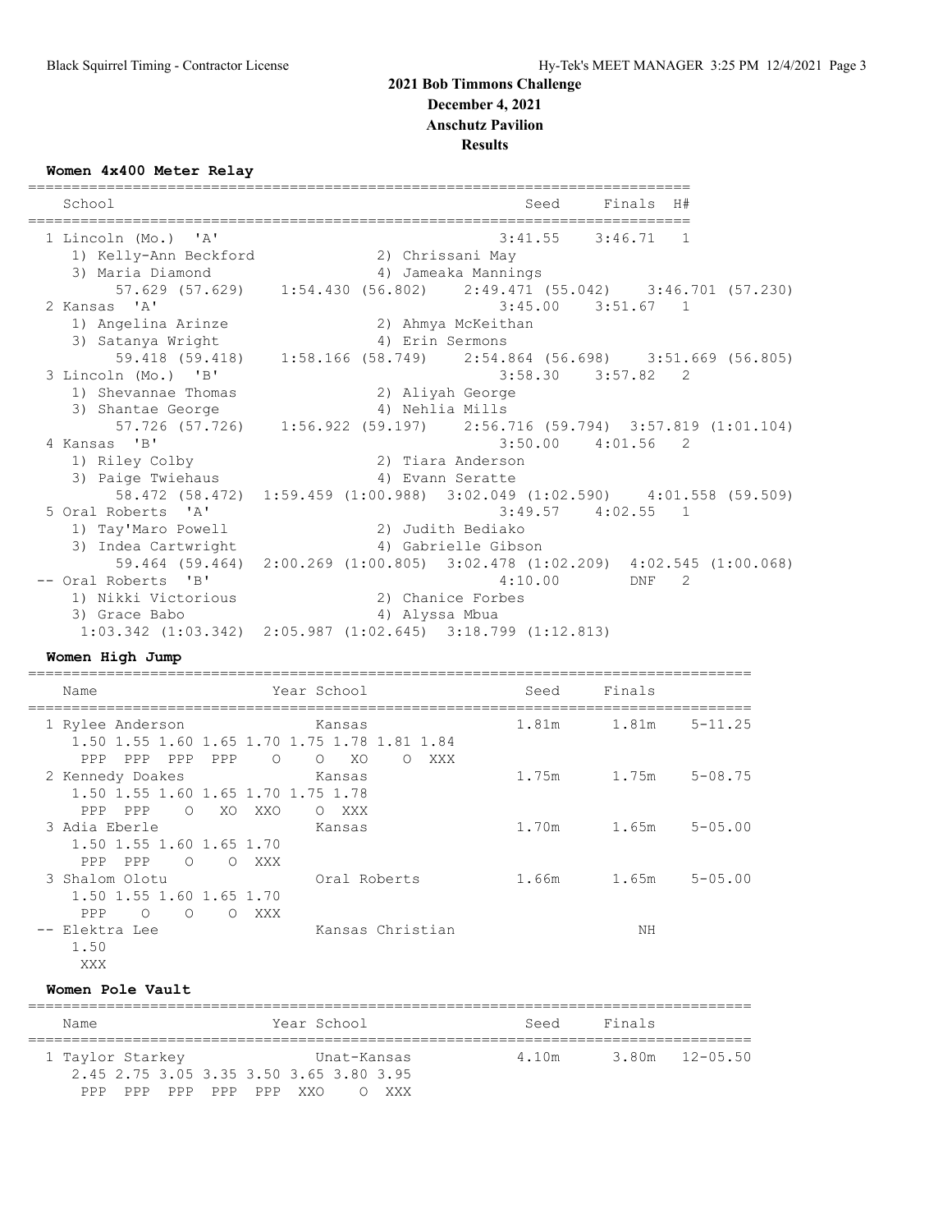# 2021 Bob Timmons Challenge

**December 4, 2021**

**Anschutz Pavilion**

**Results**

### Women 4x400 Meter Relay

| Place | School | Seed | Finals | H# |
|---|---|---|---|---|
| 1 | Lincoln (Mo.) 'A' | 3:41.55 | 3:46.71 | 1 |
| | 1) Kelly-Ann Beckford, 2) Chrissani May, 3) Maria Diamond, 4) Jameaka Mannings | | | |
| | 57.629 (57.629) 1:54.430 (56.802) 2:49.471 (55.042) 3:46.701 (57.230) | | | |
| 2 | Kansas 'A' | 3:45.00 | 3:51.67 | 1 |
| | 1) Angelina Arinze, 2) Ahmya McKeithan, 3) Satanya Wright, 4) Erin Sermons | | | |
| | 59.418 (59.418) 1:58.166 (58.749) 2:54.864 (56.698) 3:51.669 (56.805) | | | |
| 3 | Lincoln (Mo.) 'B' | 3:58.30 | 3:57.82 | 2 |
| | 1) Shevannae Thomas, 2) Aliyah George, 3) Shantae George, 4) Nehlia Mills | | | |
| | 57.726 (57.726) 1:56.922 (59.197) 2:56.716 (59.794) 3:57.819 (1:01.104) | | | |
| 4 | Kansas 'B' | 3:50.00 | 4:01.56 | 2 |
| | 1) Riley Colby, 2) Tiara Anderson, 3) Paige Twiehaus, 4) Evann Seratte | | | |
| | 58.472 (58.472) 1:59.459 (1:00.988) 3:02.049 (1:02.590) 4:01.558 (59.509) | | | |
| 5 | Oral Roberts 'A' | 3:49.57 | 4:02.55 | 1 |
| | 1) Tay'Maro Powell, 2) Judith Bediako, 3) Indea Cartwright, 4) Gabrielle Gibson | | | |
| | 59.464 (59.464) 2:00.269 (1:00.805) 3:02.478 (1:02.209) 4:02.545 (1:00.068) | | | |
| -- | Oral Roberts 'B' | 4:10.00 | DNF | 2 |
| | 1) Nikki Victorious, 2) Chanice Forbes, 3) Grace Babo, 4) Alyssa Mbua | | | |
| | 1:03.342 (1:03.342) 2:05.987 (1:02.645) 3:18.799 (1:12.813) | | | |

### Women High Jump

| Place | Name | Year | School | Seed | Finals | |
|---|---|---|---|---|---|---|
| 1 | Rylee Anderson | | Kansas | 1.81m | 1.81m | 5-11.25 |
| | 1.50 1.55 1.60 1.65 1.70 1.75 1.78 1.81 1.84 | | | | | |
| | PPP PPP PPP PPP O O XO O XXX | | | | | |
| 2 | Kennedy Doakes | | Kansas | 1.75m | 1.75m | 5-08.75 |
| | 1.50 1.55 1.60 1.65 1.70 1.75 1.78 | | | | | |
| | PPP PPP O XO XXO O XXX | | | | | |
| 3 | Adia Eberle | | Kansas | 1.70m | 1.65m | 5-05.00 |
| | 1.50 1.55 1.60 1.65 1.70 | | | | | |
| | PPP PPP O O XXX | | | | | |
| 3 | Shalom Olotu | | Oral Roberts | 1.66m | 1.65m | 5-05.00 |
| | 1.50 1.55 1.60 1.65 1.70 | | | | | |
| | PPP O O O XXX | | | | | |
| -- | Elektra Lee | | Kansas Christian | | NH | |
| | 1.50 | | | | | |
| | XXX | | | | | |

### Women Pole Vault

| Place | Name | Year | School | Seed | Finals | |
|---|---|---|---|---|---|---|
| 1 | Taylor Starkey | | Unat-Kansas | 4.10m | 3.80m | 12-05.50 |
| | 2.45 2.75 3.05 3.35 3.50 3.65 3.80 3.95 | | | | | |
| | PPP PPP PPP PPP PPP XXO O XXX | | | | | |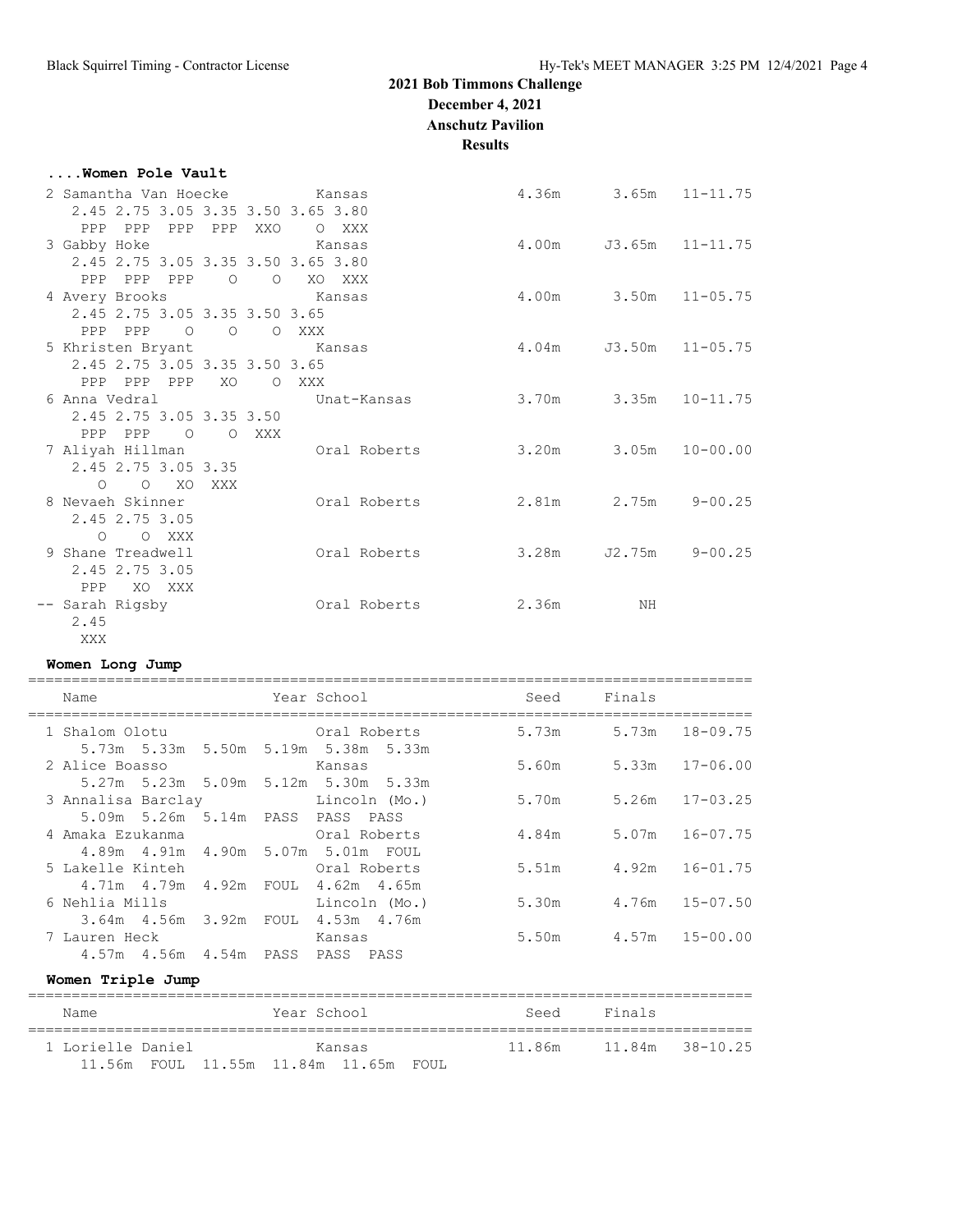# 2021 Bob Timmons Challenge

**December 4, 2021**

**Anschutz Pavilion**

**Results**

### ....Women Pole Vault

```
  2 Samantha Van Hoecke         Kansas                    4.36m      3.65m  11-11.75
     2.45 2.75 3.05 3.35 3.50 3.65 3.80
      PPP  PPP  PPP  PPP  XXO    O  XXX
  3 Gabby Hoke                  Kansas                    4.00m     J3.65m  11-11.75
     2.45 2.75 3.05 3.35 3.50 3.65 3.80
      PPP  PPP  PPP    O    O   XO  XXX
  4 Avery Brooks                Kansas                    4.00m      3.50m  11-05.75
     2.45 2.75 3.05 3.35 3.50 3.65
      PPP  PPP    O    O    O  XXX
  5 Khristen Bryant             Kansas                    4.04m     J3.50m  11-05.75
     2.45 2.75 3.05 3.35 3.50 3.65
      PPP  PPP  PPP   XO    O  XXX
  6 Anna Vedral                 Unat-Kansas               3.70m      3.35m  10-11.75
     2.45 2.75 3.05 3.35 3.50
      PPP  PPP    O    O  XXX
  7 Aliyah Hillman              Oral Roberts              3.20m      3.05m  10-00.00
     2.45 2.75 3.05 3.35
        O    O   XO  XXX
  8 Nevaeh Skinner              Oral Roberts              2.81m      2.75m   9-00.25
     2.45 2.75 3.05
        O    O  XXX
  9 Shane Treadwell             Oral Roberts              3.28m     J2.75m   9-00.25
     2.45 2.75 3.05
      PPP   XO  XXX
 -- Sarah Rigsby                Oral Roberts              2.36m         NH
     2.45
      XXX
```

### Women Long Jump

```
=================================================================================
    Name                    Year School                  Seed     Finals
=================================================================================
  1 Shalom Olotu                Oral Roberts              5.73m      5.73m  18-09.75
     5.73m  5.33m  5.50m  5.19m  5.38m  5.33m
  2 Alice Boasso                Kansas                    5.60m      5.33m  17-06.00
     5.27m  5.23m  5.09m  5.12m  5.30m  5.33m
  3 Annalisa Barclay            Lincoln (Mo.)             5.70m      5.26m  17-03.25
     5.09m  5.26m  5.14m  PASS  PASS  PASS
  4 Amaka Ezukanma              Oral Roberts              4.84m      5.07m  16-07.75
     4.89m  4.91m  4.90m  5.07m  5.01m  FOUL
  5 Lakelle Kinteh              Oral Roberts              5.51m      4.92m  16-01.75
     4.71m  4.79m  4.92m  FOUL  4.62m  4.65m
  6 Nehlia Mills                Lincoln (Mo.)             5.30m      4.76m  15-07.50
     3.64m  4.56m  3.92m  FOUL  4.53m  4.76m
  7 Lauren Heck                 Kansas                    5.50m      4.57m  15-00.00
     4.57m  4.56m  4.54m  PASS  PASS  PASS
```

### Women Triple Jump

```
=================================================================================
    Name                    Year School                  Seed     Finals
=================================================================================
  1 Lorielle Daniel             Kansas                   11.86m     11.84m  38-10.25
     11.56m  FOUL  11.55m  11.84m  11.65m  FOUL
```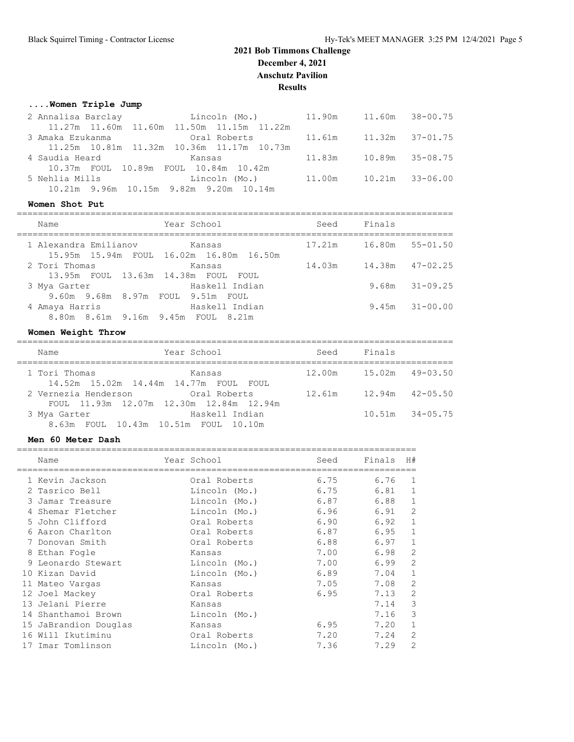# 2021 Bob Timmons Challenge

**December 4, 2021**

**Anschutz Pavilion**

**Results**

### ....Women Triple Jump

| Name | Year School | Seed | Finals | |
|---|---|---|---|---|
| 2 Annalisa Barclay | Lincoln (Mo.) | 11.90m | 11.60m | 38-00.75 |
| 11.27m 11.60m 11.60m 11.50m 11.15m 11.22m | | | | |
| 3 Amaka Ezukanma | Oral Roberts | 11.61m | 11.32m | 37-01.75 |
| 11.25m 10.81m 11.32m 10.36m 11.17m 10.73m | | | | |
| 4 Saudia Heard | Kansas | 11.83m | 10.89m | 35-08.75 |
| 10.37m FOUL 10.89m FOUL 10.84m 10.42m | | | | |
| 5 Nehlia Mills | Lincoln (Mo.) | 11.00m | 10.21m | 33-06.00 |
| 10.21m 9.96m 10.15m 9.82m 9.20m 10.14m | | | | |

### Women Shot Put

| Name | Year School | Seed | Finals | |
|---|---|---|---|---|
| 1 Alexandra Emilianov | Kansas | 17.21m | 16.80m | 55-01.50 |
| 15.95m 15.94m FOUL 16.02m 16.80m 16.50m | | | | |
| 2 Tori Thomas | Kansas | 14.03m | 14.38m | 47-02.25 |
| 13.95m FOUL 13.63m 14.38m FOUL FOUL | | | | |
| 3 Mya Garter | Haskell Indian | | 9.68m | 31-09.25 |
| 9.60m 9.68m 8.97m FOUL 9.51m FOUL | | | | |
| 4 Amaya Harris | Haskell Indian | | 9.45m | 31-00.00 |
| 8.80m 8.61m 9.16m 9.45m FOUL 8.21m | | | | |

### Women Weight Throw

| Name | Year School | Seed | Finals | |
|---|---|---|---|---|
| 1 Tori Thomas | Kansas | 12.00m | 15.02m | 49-03.50 |
| 14.52m 15.02m 14.44m 14.77m FOUL FOUL | | | | |
| 2 Vernezia Henderson | Oral Roberts | 12.61m | 12.94m | 42-05.50 |
| FOUL 11.93m 12.07m 12.30m 12.84m 12.94m | | | | |
| 3 Mya Garter | Haskell Indian | | 10.51m | 34-05.75 |
| 8.63m FOUL 10.43m 10.51m FOUL 10.10m | | | | |

### Men 60 Meter Dash

| Name | Year School | Seed | Finals | H# |
|---|---|---|---|---|
| 1 Kevin Jackson | Oral Roberts | 6.75 | 6.76 | 1 |
| 2 Tasrico Bell | Lincoln (Mo.) | 6.75 | 6.81 | 1 |
| 3 Jamar Treasure | Lincoln (Mo.) | 6.87 | 6.88 | 1 |
| 4 Shemar Fletcher | Lincoln (Mo.) | 6.96 | 6.91 | 2 |
| 5 John Clifford | Oral Roberts | 6.90 | 6.92 | 1 |
| 6 Aaron Charlton | Oral Roberts | 6.87 | 6.95 | 1 |
| 7 Donovan Smith | Oral Roberts | 6.88 | 6.97 | 1 |
| 8 Ethan Fogle | Kansas | 7.00 | 6.98 | 2 |
| 9 Leonardo Stewart | Lincoln (Mo.) | 7.00 | 6.99 | 2 |
| 10 Kizan David | Lincoln (Mo.) | 6.89 | 7.04 | 1 |
| 11 Mateo Vargas | Kansas | 7.05 | 7.08 | 2 |
| 12 Joel Mackey | Oral Roberts | 6.95 | 7.13 | 2 |
| 13 Jelani Pierre | Kansas | | 7.14 | 3 |
| 14 Shanthamoi Brown | Lincoln (Mo.) | | 7.16 | 3 |
| 15 JaBrandion Douglas | Kansas | 6.95 | 7.20 | 1 |
| 16 Will Ikutiminu | Oral Roberts | 7.20 | 7.24 | 2 |
| 17 Imar Tomlinson | Lincoln (Mo.) | 7.36 | 7.29 | 2 |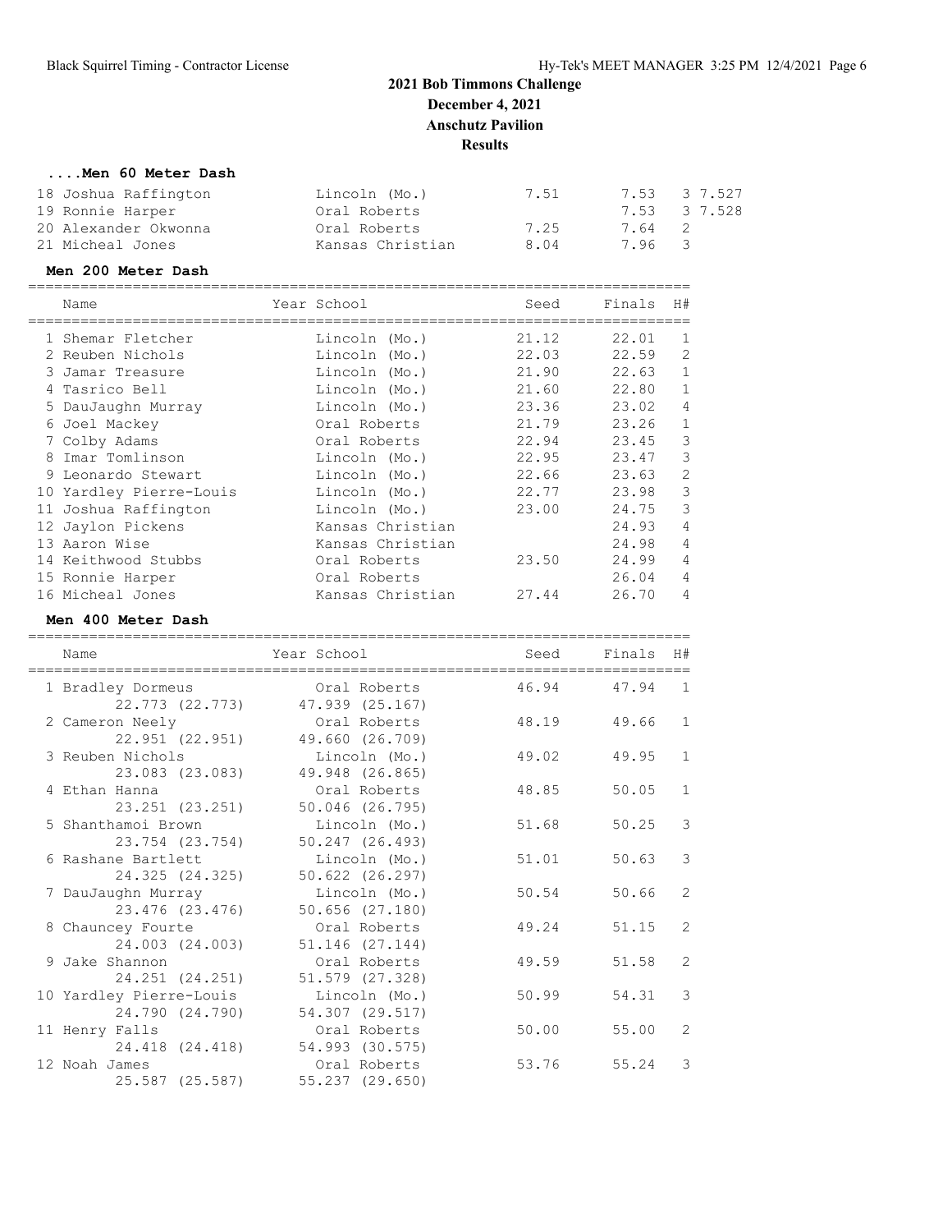## 2021 Bob Timmons Challenge

**December 4, 2021**

**Anschutz Pavilion**

**Results**

### ....Men 60 Meter Dash

| Place | Name | Year School | Seed | Finals | H# | |
|---|---|---|---|---|---|---|
| 18 | Joshua Raffington | Lincoln (Mo.) | 7.51 | 7.53 | 3 | 7.527 |
| 19 | Ronnie Harper | Oral Roberts | | 7.53 | 3 | 7.528 |
| 20 | Alexander Okwonna | Oral Roberts | 7.25 | 7.64 | 2 | |
| 21 | Micheal Jones | Kansas Christian | 8.04 | 7.96 | 3 | |

### Men 200 Meter Dash

| Place | Name | Year School | Seed | Finals | H# |
|---|---|---|---|---|---|
| 1 | Shemar Fletcher | Lincoln (Mo.) | 21.12 | 22.01 | 1 |
| 2 | Reuben Nichols | Lincoln (Mo.) | 22.03 | 22.59 | 2 |
| 3 | Jamar Treasure | Lincoln (Mo.) | 21.90 | 22.63 | 1 |
| 4 | Tasrico Bell | Lincoln (Mo.) | 21.60 | 22.80 | 1 |
| 5 | DauJaughn Murray | Lincoln (Mo.) | 23.36 | 23.02 | 4 |
| 6 | Joel Mackey | Oral Roberts | 21.79 | 23.26 | 1 |
| 7 | Colby Adams | Oral Roberts | 22.94 | 23.45 | 3 |
| 8 | Imar Tomlinson | Lincoln (Mo.) | 22.95 | 23.47 | 3 |
| 9 | Leonardo Stewart | Lincoln (Mo.) | 22.66 | 23.63 | 2 |
| 10 | Yardley Pierre-Louis | Lincoln (Mo.) | 22.77 | 23.98 | 3 |
| 11 | Joshua Raffington | Lincoln (Mo.) | 23.00 | 24.75 | 3 |
| 12 | Jaylon Pickens | Kansas Christian | | 24.93 | 4 |
| 13 | Aaron Wise | Kansas Christian | | 24.98 | 4 |
| 14 | Keithwood Stubbs | Oral Roberts | 23.50 | 24.99 | 4 |
| 15 | Ronnie Harper | Oral Roberts | | 26.04 | 4 |
| 16 | Micheal Jones | Kansas Christian | 27.44 | 26.70 | 4 |

### Men 400 Meter Dash

| Place | Name | Year School | Seed | Finals | H# | Splits |
|---|---|---|---|---|---|---|
| 1 | Bradley Dormeus | Oral Roberts | 46.94 | 47.94 | 1 | 22.773 (22.773) 47.939 (25.167) |
| 2 | Cameron Neely | Oral Roberts | 48.19 | 49.66 | 1 | 22.951 (22.951) 49.660 (26.709) |
| 3 | Reuben Nichols | Lincoln (Mo.) | 49.02 | 49.95 | 1 | 23.083 (23.083) 49.948 (26.865) |
| 4 | Ethan Hanna | Oral Roberts | 48.85 | 50.05 | 1 | 23.251 (23.251) 50.046 (26.795) |
| 5 | Shanthamoi Brown | Lincoln (Mo.) | 51.68 | 50.25 | 3 | 23.754 (23.754) 50.247 (26.493) |
| 6 | Rashane Bartlett | Lincoln (Mo.) | 51.01 | 50.63 | 3 | 24.325 (24.325) 50.622 (26.297) |
| 7 | DauJaughn Murray | Lincoln (Mo.) | 50.54 | 50.66 | 2 | 23.476 (23.476) 50.656 (27.180) |
| 8 | Chauncey Fourte | Oral Roberts | 49.24 | 51.15 | 2 | 24.003 (24.003) 51.146 (27.144) |
| 9 | Jake Shannon | Oral Roberts | 49.59 | 51.58 | 2 | 24.251 (24.251) 51.579 (27.328) |
| 10 | Yardley Pierre-Louis | Lincoln (Mo.) | 50.99 | 54.31 | 3 | 24.790 (24.790) 54.307 (29.517) |
| 11 | Henry Falls | Oral Roberts | 50.00 | 55.00 | 2 | 24.418 (24.418) 54.993 (30.575) |
| 12 | Noah James | Oral Roberts | 53.76 | 55.24 | 3 | 25.587 (25.587) 55.237 (29.650) |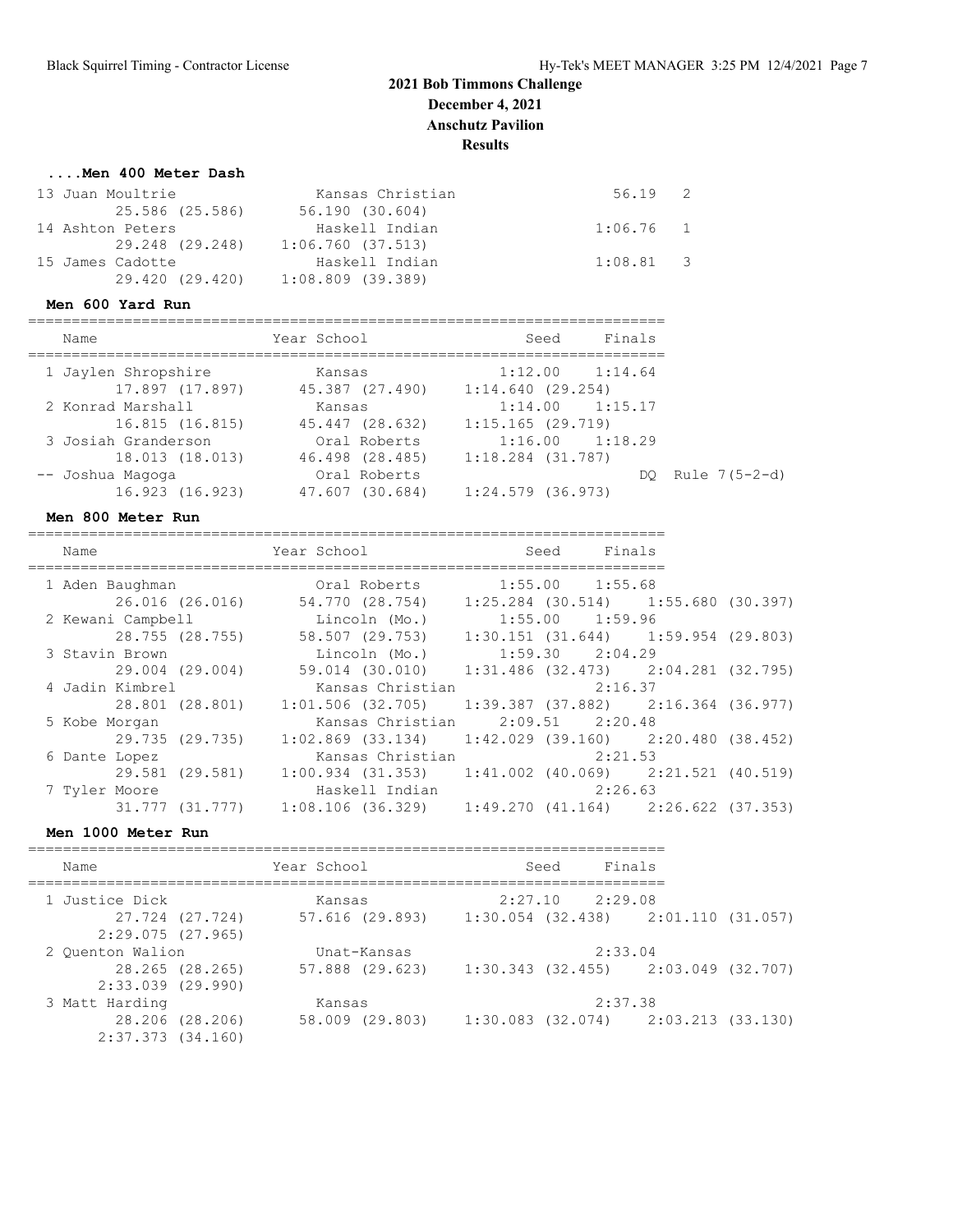# 2021 Bob Timmons Challenge

**December 4, 2021**

**Anschutz Pavilion**

**Results**

### ....Men 400 Meter Dash

| Place | Name | School | Finals | Heat |
|---|---|---|---|---|
| 13 | Juan Moultrie | Kansas Christian | 56.19 | 2 |
| | 25.586 (25.586) | 56.190 (30.604) | | |
| 14 | Ashton Peters | Haskell Indian | 1:06.76 | 1 |
| | 29.248 (29.248) | 1:06.760 (37.513) | | |
| 15 | James Cadotte | Haskell Indian | 1:08.81 | 3 |
| | 29.420 (29.420) | 1:08.809 (39.389) | | |

### Men 600 Yard Run

| Place | Name | Year School | Seed | Finals | |
|---|---|---|---|---|---|
| 1 | Jaylen Shropshire | Kansas | 1:12.00 | 1:14.64 | |
| | 17.897 (17.897) | 45.387 (27.490) | 1:14.640 (29.254) | | |
| 2 | Konrad Marshall | Kansas | 1:14.00 | 1:15.17 | |
| | 16.815 (16.815) | 45.447 (28.632) | 1:15.165 (29.719) | | |
| 3 | Josiah Granderson | Oral Roberts | 1:16.00 | 1:18.29 | |
| | 18.013 (18.013) | 46.498 (28.485) | 1:18.284 (31.787) | | |
| -- | Joshua Magoga | Oral Roberts | | DQ | Rule 7(5-2-d) |
| | 16.923 (16.923) | 47.607 (30.684) | 1:24.579 (36.973) | | |

### Men 800 Meter Run

| Place | Name | Year School | Seed | Finals | |
|---|---|---|---|---|---|
| 1 | Aden Baughman | Oral Roberts | 1:55.00 | 1:55.68 | |
| | 26.016 (26.016) | 54.770 (28.754) | 1:25.284 (30.514) | 1:55.680 (30.397) | |
| 2 | Kewani Campbell | Lincoln (Mo.) | 1:55.00 | 1:59.96 | |
| | 28.755 (28.755) | 58.507 (29.753) | 1:30.151 (31.644) | 1:59.954 (29.803) | |
| 3 | Stavin Brown | Lincoln (Mo.) | 1:59.30 | 2:04.29 | |
| | 29.004 (29.004) | 59.014 (30.010) | 1:31.486 (32.473) | 2:04.281 (32.795) | |
| 4 | Jadin Kimbrel | Kansas Christian | | 2:16.37 | |
| | 28.801 (28.801) | 1:01.506 (32.705) | 1:39.387 (37.882) | 2:16.364 (36.977) | |
| 5 | Kobe Morgan | Kansas Christian | 2:09.51 | 2:20.48 | |
| | 29.735 (29.735) | 1:02.869 (33.134) | 1:42.029 (39.160) | 2:20.480 (38.452) | |
| 6 | Dante Lopez | Kansas Christian | | 2:21.53 | |
| | 29.581 (29.581) | 1:00.934 (31.353) | 1:41.002 (40.069) | 2:21.521 (40.519) | |
| 7 | Tyler Moore | Haskell Indian | | 2:26.63 | |
| | 31.777 (31.777) | 1:08.106 (36.329) | 1:49.270 (41.164) | 2:26.622 (37.353) | |

### Men 1000 Meter Run

| Place | Name | Year School | Seed | Finals | |
|---|---|---|---|---|---|
| 1 | Justice Dick | Kansas | 2:27.10 | 2:29.08 | |
| | 27.724 (27.724) | 57.616 (29.893) | 1:30.054 (32.438) | 2:01.110 (31.057) | |
| | 2:29.075 (27.965) | | | | |
| 2 | Quenton Walion | Unat-Kansas | | 2:33.04 | |
| | 28.265 (28.265) | 57.888 (29.623) | 1:30.343 (32.455) | 2:03.049 (32.707) | |
| | 2:33.039 (29.990) | | | | |
| 3 | Matt Harding | Kansas | | 2:37.38 | |
| | 28.206 (28.206) | 58.009 (29.803) | 1:30.083 (32.074) | 2:03.213 (33.130) | |
| | 2:37.373 (34.160) | | | | |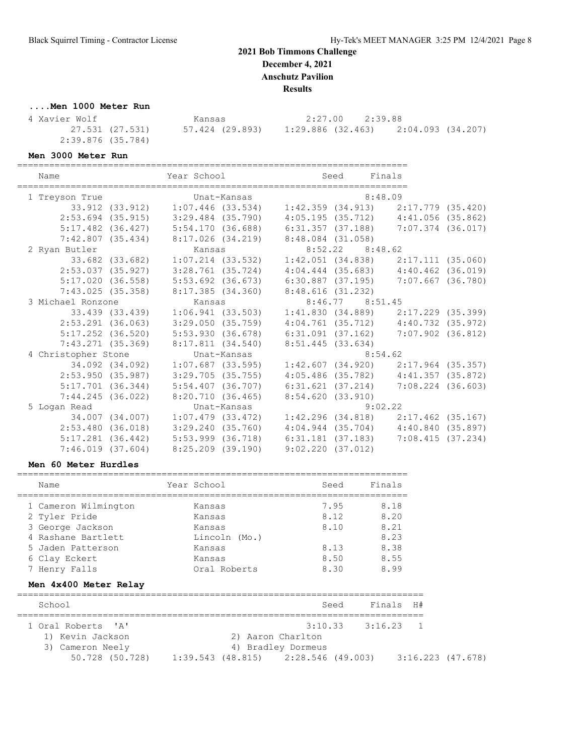# 2021 Bob Timmons Challenge

**December 4, 2021**

**Anschutz Pavilion**

**Results**

### ....Men 1000 Meter Run

```
 4 Xavier Wolf              Kansas                  2:27.00    2:39.88
        27.531 (27.531)     57.424 (29.893)     1:29.886 (32.463)     2:04.093 (34.207)
      2:39.876 (35.784)
```

### Men 3000 Meter Run

```
=========================================================================
    Name                    Year School                 Seed     Finals
=========================================================================
  1 Treyson True                 Unat-Kansas                       8:48.09
         33.912 (33.912)     1:07.446 (33.534)     1:42.359 (34.913)     2:17.779 (35.420)
       2:53.694 (35.915)     3:29.484 (35.790)     4:05.195 (35.712)     4:41.056 (35.862)
       5:17.482 (36.427)     5:54.170 (36.688)     6:31.357 (37.188)     7:07.374 (36.017)
       7:42.807 (35.434)     8:17.026 (34.219)     8:48.084 (31.058)
  2 Ryan Butler                  Kansas                  8:52.22   8:48.62
         33.682 (33.682)     1:07.214 (33.532)     1:42.051 (34.838)     2:17.111 (35.060)
       2:53.037 (35.927)     3:28.761 (35.724)     4:04.444 (35.683)     4:40.462 (36.019)
       5:17.020 (36.558)     5:53.692 (36.673)     6:30.887 (37.195)     7:07.667 (36.780)
       7:43.025 (35.358)     8:17.385 (34.360)     8:48.616 (31.232)
  3 Michael Ronzone              Kansas                  8:46.77   8:51.45
         33.439 (33.439)     1:06.941 (33.503)     1:41.830 (34.889)     2:17.229 (35.399)
       2:53.291 (36.063)     3:29.050 (35.759)     4:04.761 (35.712)     4:40.732 (35.972)
       5:17.252 (36.520)     5:53.930 (36.678)     6:31.091 (37.162)     7:07.902 (36.812)
       7:43.271 (35.369)     8:17.811 (34.540)     8:51.445 (33.634)
  4 Christopher Stone            Unat-Kansas                       8:54.62
         34.092 (34.092)     1:07.687 (33.595)     1:42.607 (34.920)     2:17.964 (35.357)
       2:53.950 (35.987)     3:29.705 (35.755)     4:05.486 (35.782)     4:41.357 (35.872)
       5:17.701 (36.344)     5:54.407 (36.707)     6:31.621 (37.214)     7:08.224 (36.603)
       7:44.245 (36.022)     8:20.710 (36.465)     8:54.620 (33.910)
  5 Logan Read                   Unat-Kansas                       9:02.22
         34.007 (34.007)     1:07.479 (33.472)     1:42.296 (34.818)     2:17.462 (35.167)
       2:53.480 (36.018)     3:29.240 (35.760)     4:04.944 (35.704)     4:40.840 (35.897)
       5:17.281 (36.442)     5:53.999 (36.718)     6:31.181 (37.183)     7:08.415 (37.234)
       7:46.019 (37.604)     8:25.209 (39.190)     9:02.220 (37.012)
```

### Men 60 Meter Hurdles

| Name | Year School | Seed | Finals |
|---|---|---|---|
| 1 Cameron Wilmington | Kansas | 7.95 | 8.18 |
| 2 Tyler Pride | Kansas | 8.12 | 8.20 |
| 3 George Jackson | Kansas | 8.10 | 8.21 |
| 4 Rashane Bartlett | Lincoln (Mo.) | | 8.23 |
| 5 Jaden Patterson | Kansas | 8.13 | 8.38 |
| 6 Clay Eckert | Kansas | 8.50 | 8.55 |
| 7 Henry Falls | Oral Roberts | 8.30 | 8.99 |

### Men 4x400 Meter Relay

```
============================================================================
    School                                             Seed     Finals  H#
============================================================================
  1 Oral Roberts  'A'                               3:10.33    3:16.23   1
     1) Kevin Jackson                   2) Aaron Charlton
     3) Cameron Neely                   4) Bradley Dormeus
         50.728 (50.728)     1:39.543 (48.815)     2:28.546 (49.003)     3:16.223 (47.678)
```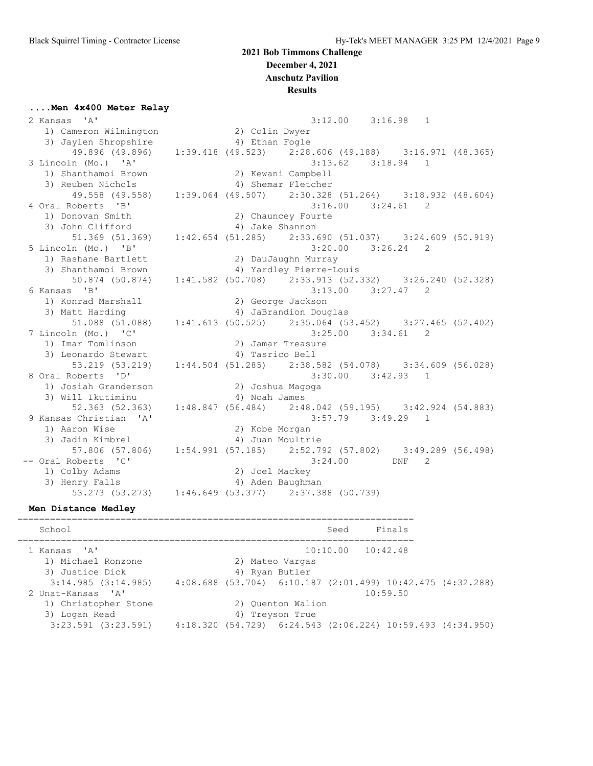# 2021 Bob Timmons Challenge

**December 4, 2021**

**Anschutz Pavilion**

**Results**

### ....Men 4x400 Meter Relay

```
  2 Kansas  'A'                                      3:12.00    3:16.98   1 
     1) Cameron Wilmington              2) Colin Dwyer                    
     3) Jaylen Shropshire               4) Ethan Fogle                    
          49.896 (49.896)     1:39.418 (49.523)     2:28.606 (49.188)     3:16.971 (48.365)
  3 Lincoln (Mo.)  'A'                               3:13.62    3:18.94   1 
     1) Shanthamoi Brown                2) Kewani Campbell                
     3) Reuben Nichols                  4) Shemar Fletcher                
          49.558 (49.558)     1:39.064 (49.507)     2:30.328 (51.264)     3:18.932 (48.604)
  4 Oral Roberts  'B'                                3:16.00    3:24.61   2 
     1) Donovan Smith                   2) Chauncey Fourte                
     3) John Clifford                   4) Jake Shannon                   
          51.369 (51.369)     1:42.654 (51.285)     2:33.690 (51.037)     3:24.609 (50.919)
  5 Lincoln (Mo.)  'B'                               3:20.00    3:26.24   2 
     1) Rashane Bartlett                2) DauJaughn Murray               
     3) Shanthamoi Brown                4) Yardley Pierre-Louis           
          50.874 (50.874)     1:41.582 (50.708)     2:33.913 (52.332)     3:26.240 (52.328)
  6 Kansas  'B'                                      3:13.00    3:27.47   2 
     1) Konrad Marshall                 2) George Jackson                 
     3) Matt Harding                    4) JaBrandion Douglas             
          51.088 (51.088)     1:41.613 (50.525)     2:35.064 (53.452)     3:27.465 (52.402)
  7 Lincoln (Mo.)  'C'                               3:25.00    3:34.61   2 
     1) Imar Tomlinson                  2) Jamar Treasure                 
     3) Leonardo Stewart                4) Tasrico Bell                   
          53.219 (53.219)     1:44.504 (51.285)     2:38.582 (54.078)     3:34.609 (56.028)
  8 Oral Roberts  'D'                                3:30.00    3:42.93   1 
     1) Josiah Granderson               2) Joshua Magoga                  
     3) Will Ikutiminu                  4) Noah James                     
          52.363 (52.363)     1:48.847 (56.484)     2:48.042 (59.195)     3:42.924 (54.883)
  9 Kansas Christian  'A'                            3:57.79    3:49.29   1 
     1) Aaron Wise                      2) Kobe Morgan                    
     3) Jadin Kimbrel                   4) Juan Moultrie                  
          57.806 (57.806)     1:54.991 (57.185)     2:52.792 (57.802)     3:49.289 (56.498)
 -- Oral Roberts  'C'                                3:24.00        DNF   2 
     1) Colby Adams                     2) Joel Mackey                    
     3) Henry Falls                     4) Aden Baughman                  
          53.273 (53.273)     1:46.649 (53.377)     2:37.388 (50.739)
```

### Men Distance Medley

```
=========================================================================
    School                                             Seed     Finals  
=========================================================================
  1 Kansas  'A'                                     10:10.00   10:42.48  
     1) Michael Ronzone                 2) Mateo Vargas                   
     3) Justice Dick                    4) Ryan Butler                    
      3:14.985 (3:14.985)    4:08.688 (53.704)  6:10.187 (2:01.499) 10:42.475 (4:32.288)
  2 Unat-Kansas  'A'                                           10:59.50  
     1) Christopher Stone               2) Quenton Walion                 
     3) Logan Read                      4) Treyson True                   
      3:23.591 (3:23.591)    4:18.320 (54.729)  6:24.543 (2:06.224) 10:59.493 (4:34.950)
```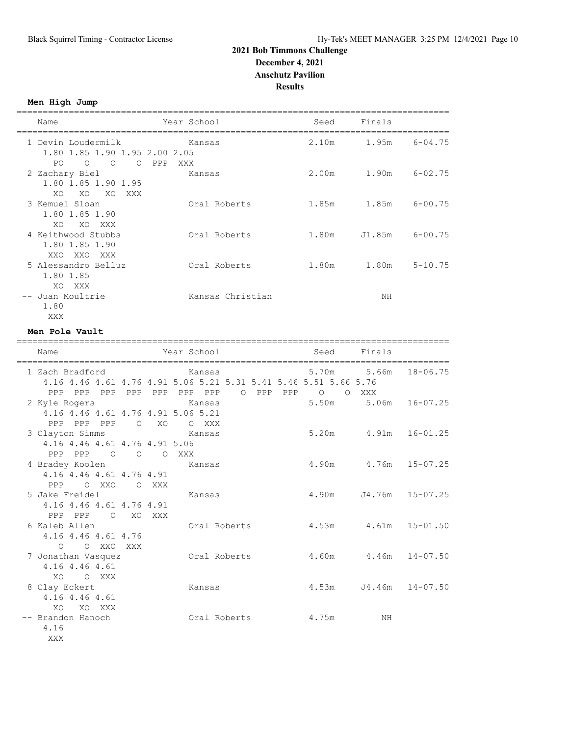# 2021 Bob Timmons Challenge
## December 4, 2021
## Anschutz Pavilion
## Results

### Men High Jump

| Name | Year School | Seed | Finals | |
|---|---|---|---|---|
| 1 Devin Loudermilk | Kansas | 2.10m | 1.95m | 6-04.75 |
| 1.80 1.85 1.90 1.95 2.00 2.05 | | | | |
| PO O O O PPP XXX | | | | |
| 2 Zachary Biel | Kansas | 2.00m | 1.90m | 6-02.75 |
| 1.80 1.85 1.90 1.95 | | | | |
| XO XO XO XXX | | | | |
| 3 Kemuel Sloan | Oral Roberts | 1.85m | 1.85m | 6-00.75 |
| 1.80 1.85 1.90 | | | | |
| XO XO XXX | | | | |
| 4 Keithwood Stubbs | Oral Roberts | 1.80m | J1.85m | 6-00.75 |
| 1.80 1.85 1.90 | | | | |
| XXO XXO XXX | | | | |
| 5 Alessandro Belluz | Oral Roberts | 1.80m | 1.80m | 5-10.75 |
| 1.80 1.85 | | | | |
| XO XXX | | | | |
| -- Juan Moultrie | Kansas Christian | | NH | |
| 1.80 | | | | |
| XXX | | | | |

### Men Pole Vault

| Name | Year School | Seed | Finals | |
|---|---|---|---|---|
| 1 Zach Bradford | Kansas | 5.70m | 5.66m | 18-06.75 |
| 4.16 4.46 4.61 4.76 4.91 5.06 5.21 5.31 5.41 5.46 5.51 5.66 5.76 | | | | |
| PPP PPP PPP PPP PPP PPP PPP O PPP PPP O O XXX | | | | |
| 2 Kyle Rogers | Kansas | 5.50m | 5.06m | 16-07.25 |
| 4.16 4.46 4.61 4.76 4.91 5.06 5.21 | | | | |
| PPP PPP PPP O XO O XXX | | | | |
| 3 Clayton Simms | Kansas | 5.20m | 4.91m | 16-01.25 |
| 4.16 4.46 4.61 4.76 4.91 5.06 | | | | |
| PPP PPP O O O XXX | | | | |
| 4 Bradey Koolen | Kansas | 4.90m | 4.76m | 15-07.25 |
| 4.16 4.46 4.61 4.76 4.91 | | | | |
| PPP O XXO O XXX | | | | |
| 5 Jake Freidel | Kansas | 4.90m | J4.76m | 15-07.25 |
| 4.16 4.46 4.61 4.76 4.91 | | | | |
| PPP PPP O XO XXX | | | | |
| 6 Kaleb Allen | Oral Roberts | 4.53m | 4.61m | 15-01.50 |
| 4.16 4.46 4.61 4.76 | | | | |
| O O XXO XXX | | | | |
| 7 Jonathan Vasquez | Oral Roberts | 4.60m | 4.46m | 14-07.50 |
| 4.16 4.46 4.61 | | | | |
| XO O XXX | | | | |
| 8 Clay Eckert | Kansas | 4.53m | J4.46m | 14-07.50 |
| 4.16 4.46 4.61 | | | | |
| XO XO XXX | | | | |
| -- Brandon Hanoch | Oral Roberts | 4.75m | NH | |
| 4.16 | | | | |
| XXX | | | | |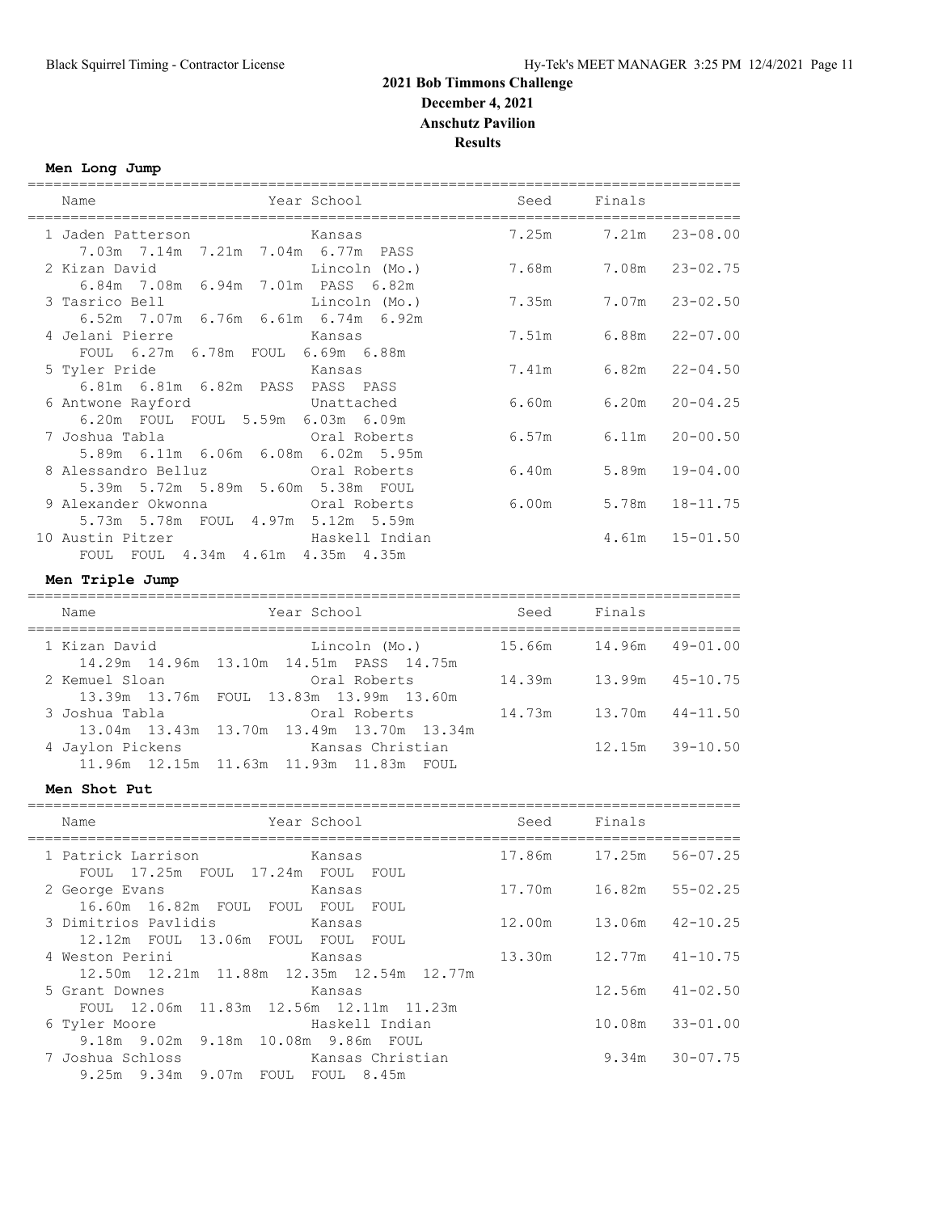# 2021 Bob Timmons Challenge

**December 4, 2021**

**Anschutz Pavilion**

**Results**

### Men Long Jump

| Place | Name | Year | School | Seed | Finals | |
|---|---|---|---|---|---|---|
| 1 | Jaden Patterson | | Kansas | 7.25m | 7.21m | 23-08.00 |
| | 7.03m 7.14m 7.21m 7.04m 6.77m PASS | | | | | |
| 2 | Kizan David | | Lincoln (Mo.) | 7.68m | 7.08m | 23-02.75 |
| | 6.84m 7.08m 6.94m 7.01m PASS 6.82m | | | | | |
| 3 | Tasrico Bell | | Lincoln (Mo.) | 7.35m | 7.07m | 23-02.50 |
| | 6.52m 7.07m 6.76m 6.61m 6.74m 6.92m | | | | | |
| 4 | Jelani Pierre | | Kansas | 7.51m | 6.88m | 22-07.00 |
| | FOUL 6.27m 6.78m FOUL 6.69m 6.88m | | | | | |
| 5 | Tyler Pride | | Kansas | 7.41m | 6.82m | 22-04.50 |
| | 6.81m 6.81m 6.82m PASS PASS PASS | | | | | |
| 6 | Antwone Rayford | | Unattached | 6.60m | 6.20m | 20-04.25 |
| | 6.20m FOUL FOUL 5.59m 6.03m 6.09m | | | | | |
| 7 | Joshua Tabla | | Oral Roberts | 6.57m | 6.11m | 20-00.50 |
| | 5.89m 6.11m 6.06m 6.08m 6.02m 5.95m | | | | | |
| 8 | Alessandro Belluz | | Oral Roberts | 6.40m | 5.89m | 19-04.00 |
| | 5.39m 5.72m 5.89m 5.60m 5.38m FOUL | | | | | |
| 9 | Alexander Okwonna | | Oral Roberts | 6.00m | 5.78m | 18-11.75 |
| | 5.73m 5.78m FOUL 4.97m 5.12m 5.59m | | | | | |
| 10 | Austin Pitzer | | Haskell Indian | | 4.61m | 15-01.50 |
| | FOUL FOUL 4.34m 4.61m 4.35m 4.35m | | | | | |

### Men Triple Jump

| Place | Name | Year | School | Seed | Finals | |
|---|---|---|---|---|---|---|
| 1 | Kizan David | | Lincoln (Mo.) | 15.66m | 14.96m | 49-01.00 |
| | 14.29m 14.96m 13.10m 14.51m PASS 14.75m | | | | | |
| 2 | Kemuel Sloan | | Oral Roberts | 14.39m | 13.99m | 45-10.75 |
| | 13.39m 13.76m FOUL 13.83m 13.99m 13.60m | | | | | |
| 3 | Joshua Tabla | | Oral Roberts | 14.73m | 13.70m | 44-11.50 |
| | 13.04m 13.43m 13.70m 13.49m 13.70m 13.34m | | | | | |
| 4 | Jaylon Pickens | | Kansas Christian | | 12.15m | 39-10.50 |
| | 11.96m 12.15m 11.63m 11.93m 11.83m FOUL | | | | | |

### Men Shot Put

| Place | Name | Year | School | Seed | Finals | |
|---|---|---|---|---|---|---|
| 1 | Patrick Larrison | | Kansas | 17.86m | 17.25m | 56-07.25 |
| | FOUL 17.25m FOUL 17.24m FOUL FOUL | | | | | |
| 2 | George Evans | | Kansas | 17.70m | 16.82m | 55-02.25 |
| | 16.60m 16.82m FOUL FOUL FOUL FOUL | | | | | |
| 3 | Dimitrios Pavlidis | | Kansas | 12.00m | 13.06m | 42-10.25 |
| | 12.12m FOUL 13.06m FOUL FOUL FOUL | | | | | |
| 4 | Weston Perini | | Kansas | 13.30m | 12.77m | 41-10.75 |
| | 12.50m 12.21m 11.88m 12.35m 12.54m 12.77m | | | | | |
| 5 | Grant Downes | | Kansas | | 12.56m | 41-02.50 |
| | FOUL 12.06m 11.83m 12.56m 12.11m 11.23m | | | | | |
| 6 | Tyler Moore | | Haskell Indian | | 10.08m | 33-01.00 |
| | 9.18m 9.02m 9.18m 10.08m 9.86m FOUL | | | | | |
| 7 | Joshua Schloss | | Kansas Christian | | 9.34m | 30-07.75 |
| | 9.25m 9.34m 9.07m FOUL FOUL 8.45m | | | | | |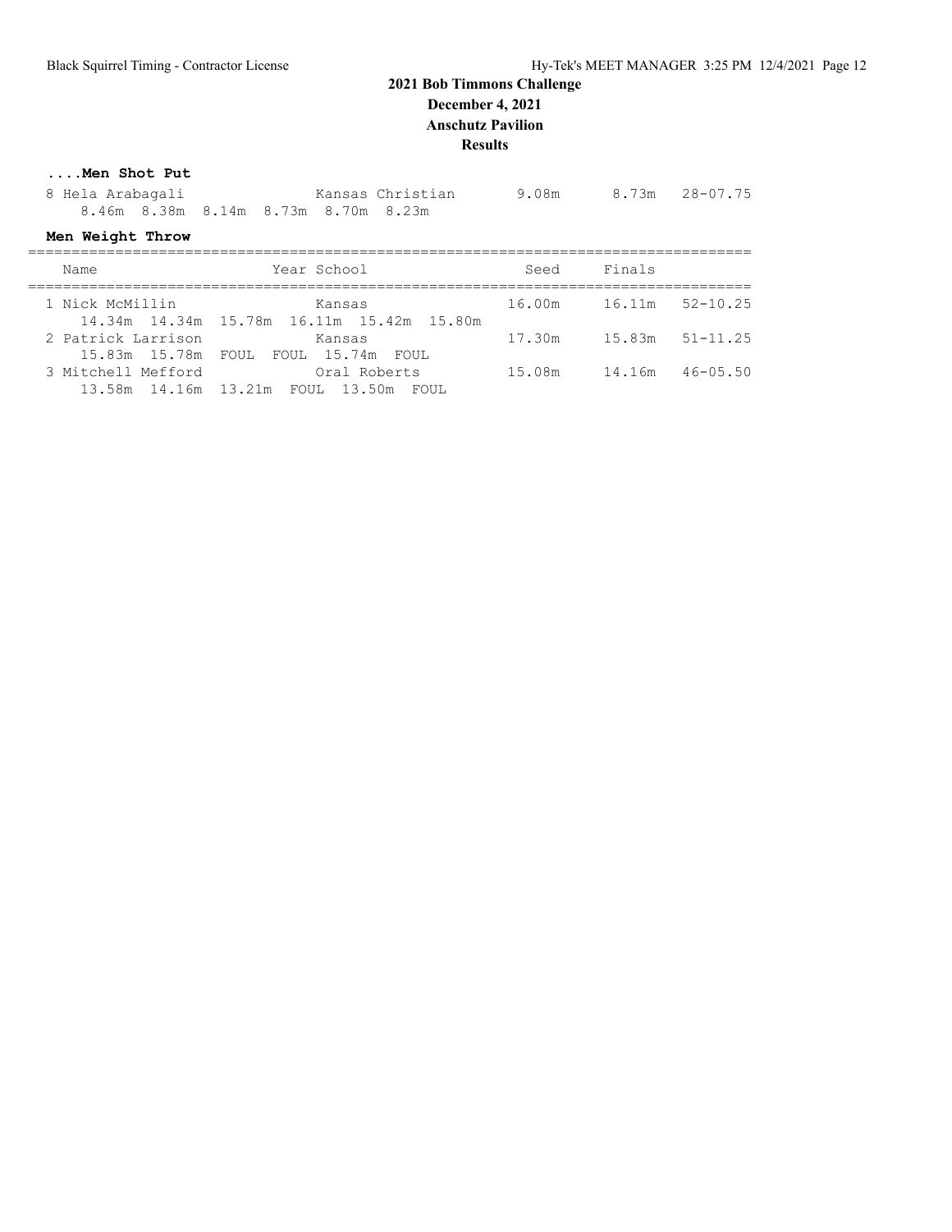# 2021 Bob Timmons Challenge

**December 4, 2021**

**Anschutz Pavilion**

**Results**

### ....Men Shot Put

| Name | Year School | Seed | Finals | |
|---|---|---|---|---|
| 8 Hela Arabagali | Kansas Christian | 9.08m | 8.73m | 28-07.75 |
| 8.46m 8.38m 8.14m 8.73m 8.70m 8.23m | | | | |

### Men Weight Throw

| Name | Year School | Seed | Finals | |
|---|---|---|---|---|
| 1 Nick McMillin | Kansas | 16.00m | 16.11m | 52-10.25 |
| 14.34m 14.34m 15.78m 16.11m 15.42m 15.80m | | | | |
| 2 Patrick Larrison | Kansas | 17.30m | 15.83m | 51-11.25 |
| 15.83m 15.78m FOUL FOUL 15.74m FOUL | | | | |
| 3 Mitchell Mefford | Oral Roberts | 15.08m | 14.16m | 46-05.50 |
| 13.58m 14.16m 13.21m FOUL 13.50m FOUL | | | | |